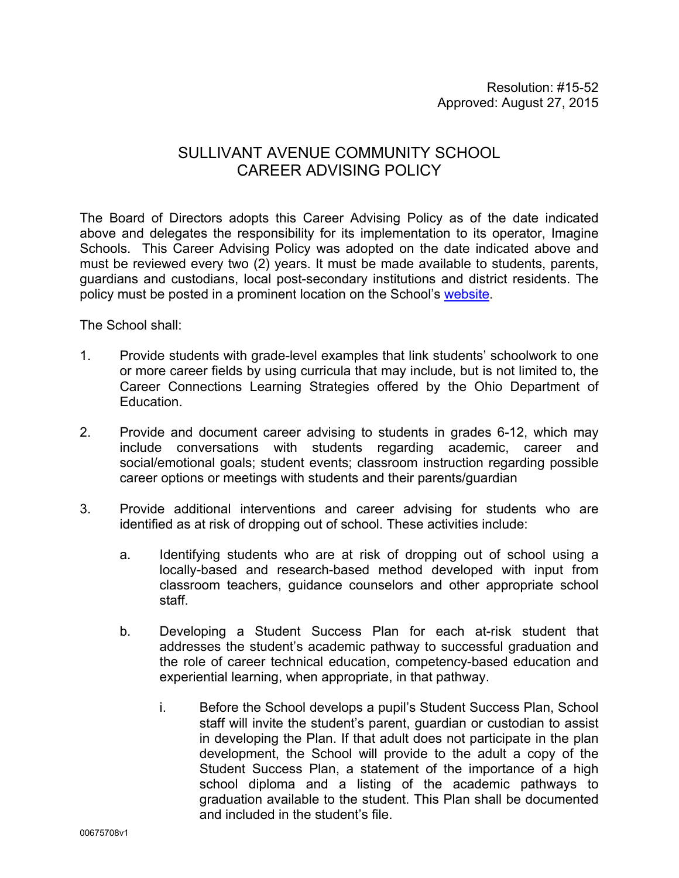Resolution: #15-52
Approved: August 27, 2015

# SULLIVANT AVENUE COMMUNITY SCHOOL
# CAREER ADVISING POLICY

The Board of Directors adopts this Career Advising Policy as of the date indicated above and delegates the responsibility for its implementation to its operator, Imagine Schools. This Career Advising Policy was adopted on the date indicated above and must be reviewed every two (2) years. It must be made available to students, parents, guardians and custodians, local post-secondary institutions and district residents. The policy must be posted in a prominent location on the School's website.

The School shall:

1. Provide students with grade-level examples that link students' schoolwork to one or more career fields by using curricula that may include, but is not limited to, the Career Connections Learning Strategies offered by the Ohio Department of Education.

2. Provide and document career advising to students in grades 6-12, which may include conversations with students regarding academic, career and social/emotional goals; student events; classroom instruction regarding possible career options or meetings with students and their parents/guardian

3. Provide additional interventions and career advising for students who are identified as at risk of dropping out of school. These activities include:

   a. Identifying students who are at risk of dropping out of school using a locally-based and research-based method developed with input from classroom teachers, guidance counselors and other appropriate school staff.

   b. Developing a Student Success Plan for each at-risk student that addresses the student's academic pathway to successful graduation and the role of career technical education, competency-based education and experiential learning, when appropriate, in that pathway.

      i. Before the School develops a pupil's Student Success Plan, School staff will invite the student's parent, guardian or custodian to assist in developing the Plan. If that adult does not participate in the plan development, the School will provide to the adult a copy of the Student Success Plan, a statement of the importance of a high school diploma and a listing of the academic pathways to graduation available to the student. This Plan shall be documented and included in the student's file.

00675708v1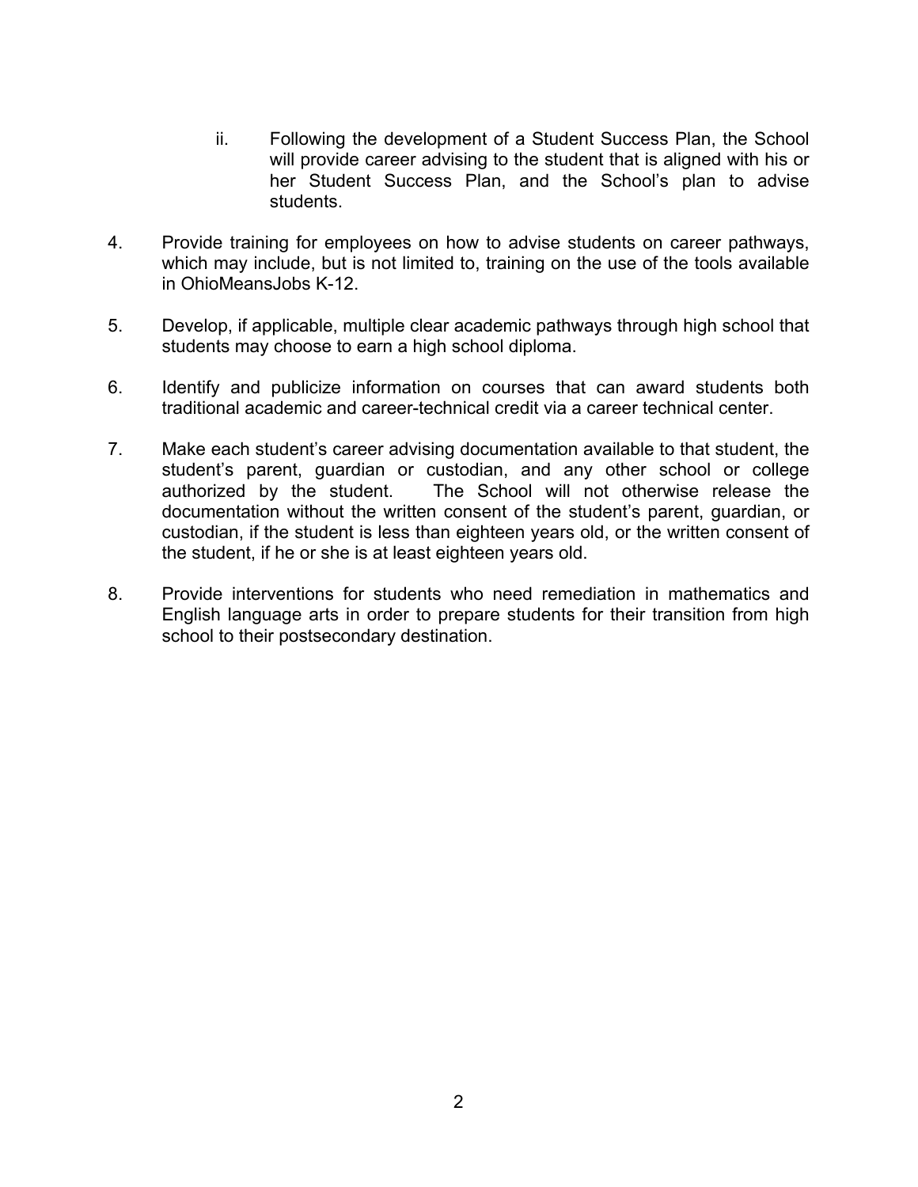ii. Following the development of a Student Success Plan, the School will provide career advising to the student that is aligned with his or her Student Success Plan, and the School's plan to advise students.

4. Provide training for employees on how to advise students on career pathways, which may include, but is not limited to, training on the use of the tools available in OhioMeansJobs K-12.

5. Develop, if applicable, multiple clear academic pathways through high school that students may choose to earn a high school diploma.

6. Identify and publicize information on courses that can award students both traditional academic and career-technical credit via a career technical center.

7. Make each student's career advising documentation available to that student, the student's parent, guardian or custodian, and any other school or college authorized by the student. The School will not otherwise release the documentation without the written consent of the student's parent, guardian, or custodian, if the student is less than eighteen years old, or the written consent of the student, if he or she is at least eighteen years old.

8. Provide interventions for students who need remediation in mathematics and English language arts in order to prepare students for their transition from high school to their postsecondary destination.